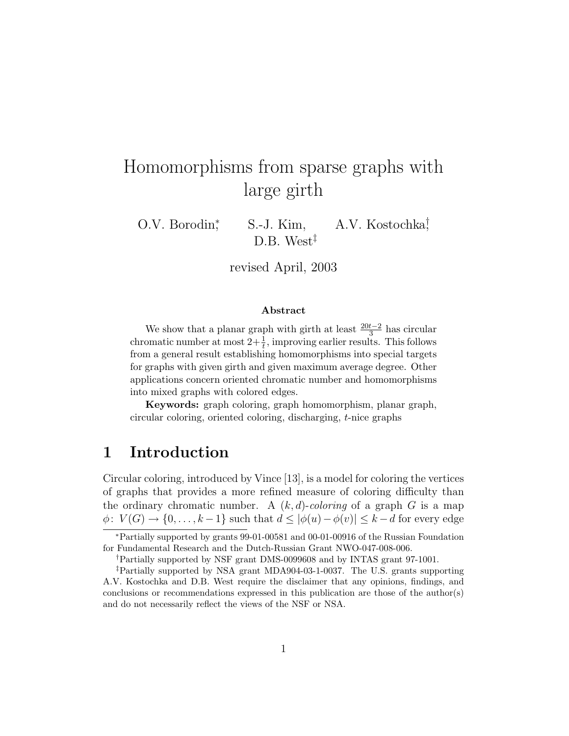# Homomorphisms from sparse graphs with large girth

O.V. Borodin,[*] S.-J. Kim, A.V. Kostochka,[†] D.B. West[‡]

revised April, 2003

### Abstract

We show that a planar graph with girth at least $\frac{20t-2}{3}$ has circular chromatic number at most $2+\frac{1}{t}$, improving earlier results. This follows from a general result establishing homomorphisms into special targets for graphs with given girth and given maximum average degree. Other applications concern oriented chromatic number and homomorphisms into mixed graphs with colored edges.

**Keywords:** graph coloring, graph homomorphism, planar graph, circular coloring, oriented coloring, discharging, $t$-nice graphs

## 1 Introduction

Circular coloring, introduced by Vince [13], is a model for coloring the vertices of graphs that provides a more refined measure of coloring difficulty than the ordinary chromatic number. A $(k,d)$-*coloring* of a graph $G$ is a map $\phi\colon V(G) \to \{0,\ldots,k-1\}$ such that $d \le |\phi(u)-\phi(v)| \le k-d$ for every edge

---

[*] Partially supported by grants 99-01-00581 and 00-01-00916 of the Russian Foundation for Fundamental Research and the Dutch-Russian Grant NWO-047-008-006.

[†] Partially supported by NSF grant DMS-0099608 and by INTAS grant 97-1001.

[‡] Partially supported by NSA grant MDA904-03-1-0037. The U.S. grants supporting A.V. Kostochka and D.B. West require the disclaimer that any opinions, findings, and conclusions or recommendations expressed in this publication are those of the author(s) and do not necessarily reflect the views of the NSF or NSA.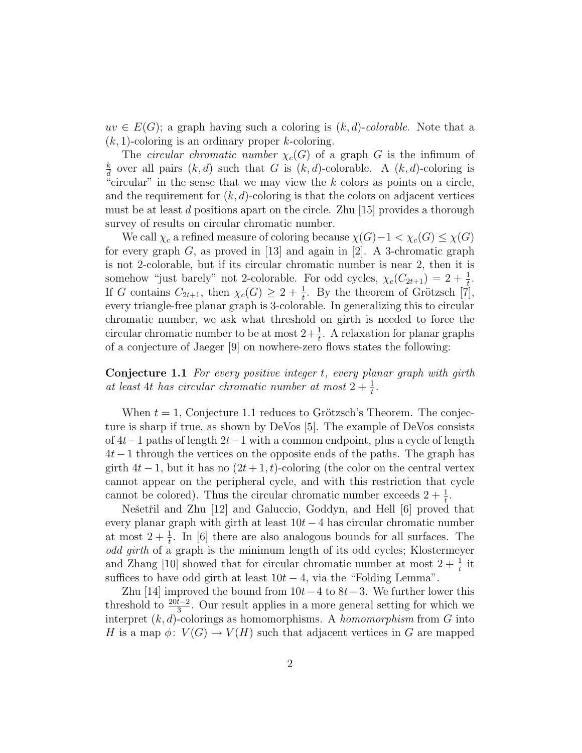$uv \in E(G)$; a graph having such a coloring is $(k,d)$-*colorable*. Note that a $(k,1)$-coloring is an ordinary proper $k$-coloring.

The *circular chromatic number* $\chi_c(G)$ of a graph $G$ is the infimum of $\frac{k}{d}$ over all pairs $(k,d)$ such that $G$ is $(k,d)$-colorable. A $(k,d)$-coloring is "circular" in the sense that we may view the $k$ colors as points on a circle, and the requirement for $(k,d)$-coloring is that the colors on adjacent vertices must be at least $d$ positions apart on the circle. Zhu [15] provides a thorough survey of results on circular chromatic number.

We call $\chi_c$ a refined measure of coloring because $\chi(G)-1 < \chi_c(G) \le \chi(G)$ for every graph $G$, as proved in [13] and again in [2]. A 3-chromatic graph is not 2-colorable, but if its circular chromatic number is near 2, then it is somehow "just barely" not 2-colorable. For odd cycles, $\chi_c(C_{2t+1}) = 2 + \frac{1}{t}$. If $G$ contains $C_{2t+1}$, then $\chi_c(G) \ge 2 + \frac{1}{t}$. By the theorem of Grötzsch [7], every triangle-free planar graph is 3-colorable. In generalizing this to circular chromatic number, we ask what threshold on girth is needed to force the circular chromatic number to be at most $2+\frac{1}{t}$. A relaxation for planar graphs of a conjecture of Jaeger [9] on nowhere-zero flows states the following:

**Conjecture 1.1** *For every positive integer $t$, every planar graph with girth at least $4t$ has circular chromatic number at most $2 + \frac{1}{t}$.*

When $t = 1$, Conjecture 1.1 reduces to Grötzsch's Theorem. The conjecture is sharp if true, as shown by DeVos [5]. The example of DeVos consists of $4t-1$ paths of length $2t-1$ with a common endpoint, plus a cycle of length $4t-1$ through the vertices on the opposite ends of the paths. The graph has girth $4t-1$, but it has no $(2t+1,t)$-coloring (the color on the central vertex cannot appear on the peripheral cycle, and with this restriction that cycle cannot be colored). Thus the circular chromatic number exceeds $2 + \frac{1}{t}$.

Nešetřil and Zhu [12] and Galuccio, Goddyn, and Hell [6] proved that every planar graph with girth at least $10t-4$ has circular chromatic number at most $2 + \frac{1}{t}$. In [6] there are also analogous bounds for all surfaces. The *odd girth* of a graph is the minimum length of its odd cycles; Klostermeyer and Zhang [10] showed that for circular chromatic number at most $2 + \frac{1}{t}$ it suffices to have odd girth at least $10t-4$, via the "Folding Lemma".

Zhu [14] improved the bound from $10t-4$ to $8t-3$. We further lower this threshold to $\frac{20t-2}{3}$. Our result applies in a more general setting for which we interpret $(k,d)$-colorings as homomorphisms. A *homomorphism* from $G$ into $H$ is a map $\phi\colon V(G) \to V(H)$ such that adjacent vertices in $G$ are mapped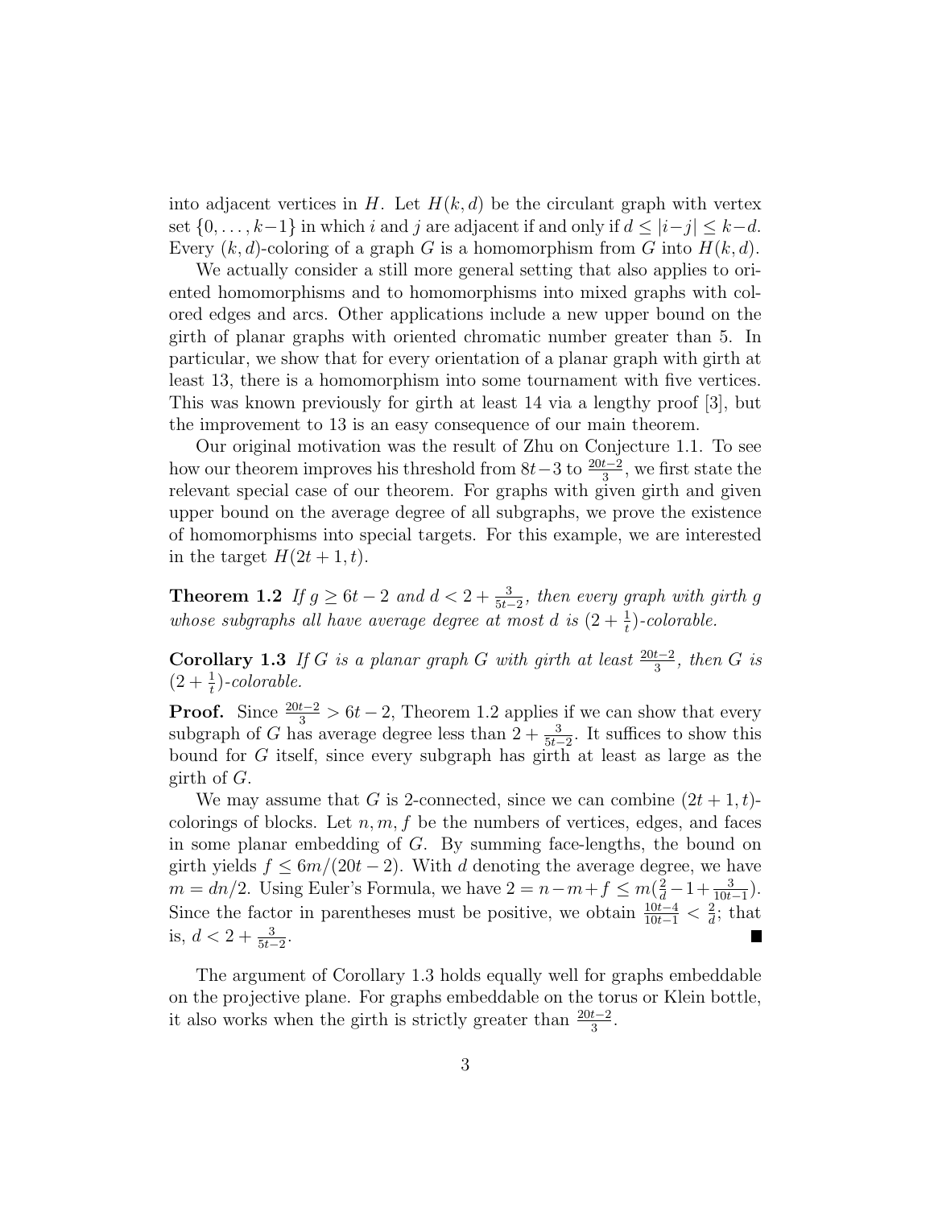into adjacent vertices in $H$. Let $H(k,d)$ be the circulant graph with vertex set $\{0,\ldots,k-1\}$ in which $i$ and $j$ are adjacent if and only if $d \le |i-j| \le k-d$. Every $(k,d)$-coloring of a graph $G$ is a homomorphism from $G$ into $H(k,d)$.

We actually consider a still more general setting that also applies to oriented homomorphisms and to homomorphisms into mixed graphs with colored edges and arcs. Other applications include a new upper bound on the girth of planar graphs with oriented chromatic number greater than 5. In particular, we show that for every orientation of a planar graph with girth at least 13, there is a homomorphism into some tournament with five vertices. This was known previously for girth at least 14 via a lengthy proof [3], but the improvement to 13 is an easy consequence of our main theorem.

Our original motivation was the result of Zhu on Conjecture 1.1. To see how our theorem improves his threshold from $8t-3$ to $\frac{20t-2}{3}$, we first state the relevant special case of our theorem. For graphs with given girth and given upper bound on the average degree of all subgraphs, we prove the existence of homomorphisms into special targets. For this example, we are interested in the target $H(2t+1,t)$.

**Theorem 1.2** *If $g \ge 6t-2$ and $d < 2+\frac{3}{5t-2}$, then every graph with girth $g$ whose subgraphs all have average degree at most $d$ is $(2+\frac{1}{t})$-colorable.*

**Corollary 1.3** *If $G$ is a planar graph $G$ with girth at least $\frac{20t-2}{3}$, then $G$ is $(2+\frac{1}{t})$-colorable.*

**Proof.** Since $\frac{20t-2}{3} > 6t-2$, Theorem 1.2 applies if we can show that every subgraph of $G$ has average degree less than $2+\frac{3}{5t-2}$. It suffices to show this bound for $G$ itself, since every subgraph has girth at least as large as the girth of $G$.

We may assume that $G$ is 2-connected, since we can combine $(2t+1,t)$-colorings of blocks. Let $n, m, f$ be the numbers of vertices, edges, and faces in some planar embedding of $G$. By summing face-lengths, the bound on girth yields $f \le 6m/(20t-2)$. With $d$ denoting the average degree, we have $m = dn/2$. Using Euler's Formula, we have $2 = n-m+f \le m(\frac{2}{d}-1+\frac{3}{10t-1})$. Since the factor in parentheses must be positive, we obtain $\frac{10t-4}{10t-1} < \frac{2}{d}$; that is, $d < 2+\frac{3}{5t-2}$. ■

The argument of Corollary 1.3 holds equally well for graphs embeddable on the projective plane. For graphs embeddable on the torus or Klein bottle, it also works when the girth is strictly greater than $\frac{20t-2}{3}$.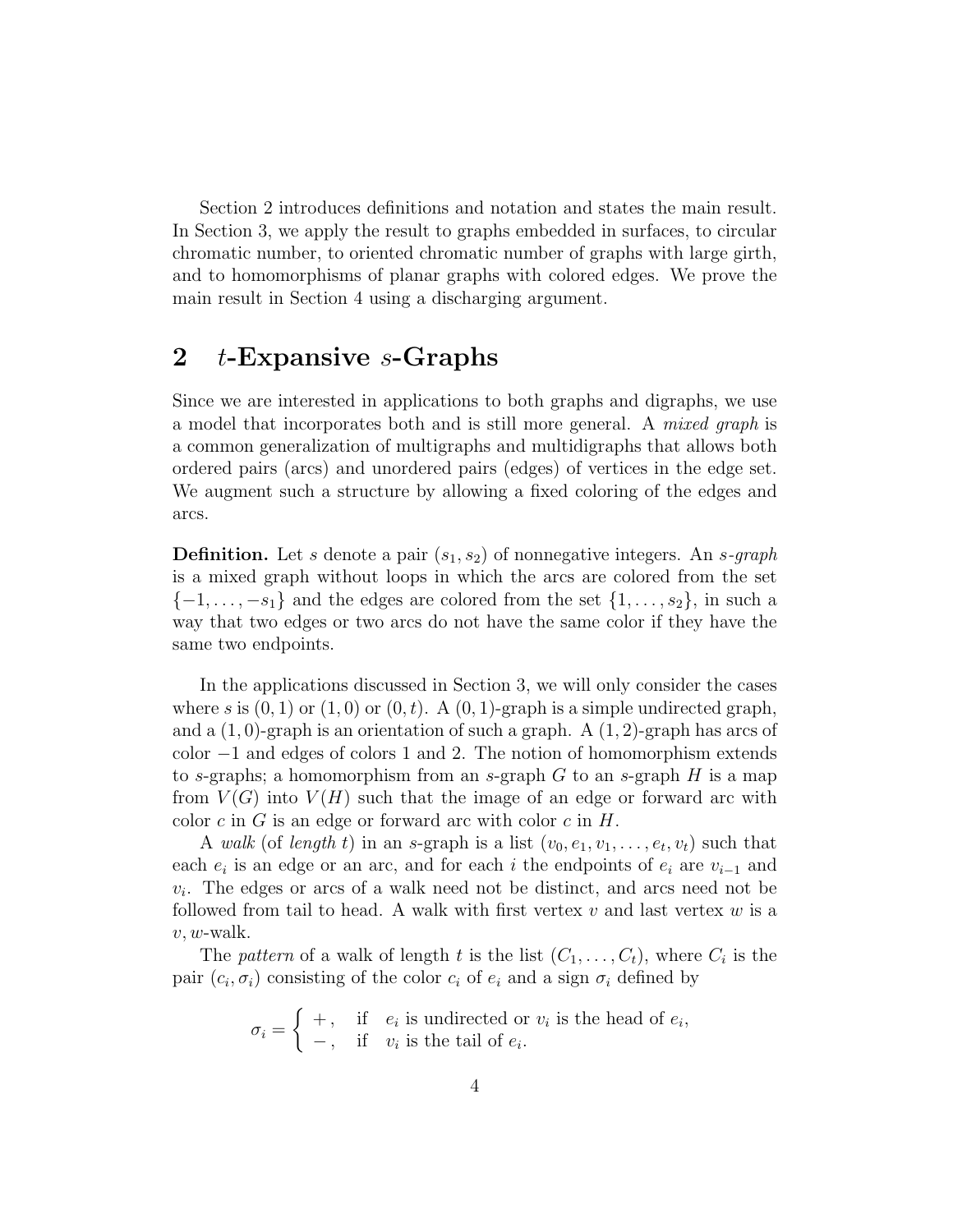Section 2 introduces definitions and notation and states the main result. In Section 3, we apply the result to graphs embedded in surfaces, to circular chromatic number, to oriented chromatic number of graphs with large girth, and to homomorphisms of planar graphs with colored edges. We prove the main result in Section 4 using a discharging argument.

## 2 $t$-Expansive $s$-Graphs

Since we are interested in applications to both graphs and digraphs, we use a model that incorporates both and is still more general. A *mixed graph* is a common generalization of multigraphs and multidigraphs that allows both ordered pairs (arcs) and unordered pairs (edges) of vertices in the edge set. We augment such a structure by allowing a fixed coloring of the edges and arcs.

**Definition.** Let $s$ denote a pair $(s_1, s_2)$ of nonnegative integers. An *$s$-graph* is a mixed graph without loops in which the arcs are colored from the set $\{-1, \ldots, -s_1\}$ and the edges are colored from the set $\{1, \ldots, s_2\}$, in such a way that two edges or two arcs do not have the same color if they have the same two endpoints.

In the applications discussed in Section 3, we will only consider the cases where $s$ is $(0, 1)$ or $(1, 0)$ or $(0, t)$. A $(0, 1)$-graph is a simple undirected graph, and a $(1, 0)$-graph is an orientation of such a graph. A $(1, 2)$-graph has arcs of color $-1$ and edges of colors 1 and 2. The notion of homomorphism extends to $s$-graphs; a homomorphism from an $s$-graph $G$ to an $s$-graph $H$ is a map from $V(G)$ into $V(H)$ such that the image of an edge or forward arc with color $c$ in $G$ is an edge or forward arc with color $c$ in $H$.

A *walk* (of *length $t$*) in an $s$-graph is a list $(v_0, e_1, v_1, \ldots, e_t, v_t)$ such that each $e_i$ is an edge or an arc, and for each $i$ the endpoints of $e_i$ are $v_{i-1}$ and $v_i$. The edges or arcs of a walk need not be distinct, and arcs need not be followed from tail to head. A walk with first vertex $v$ and last vertex $w$ is a $v, w$-walk.

The *pattern* of a walk of length $t$ is the list $(C_1, \ldots, C_t)$, where $C_i$ is the pair $(c_i, \sigma_i)$ consisting of the color $c_i$ of $e_i$ and a sign $\sigma_i$ defined by

$$\sigma_i = \begin{cases} +, & \text{if } \ e_i \text{ is undirected or } v_i \text{ is the head of } e_i, \\ -, & \text{if } \ v_i \text{ is the tail of } e_i. \end{cases}$$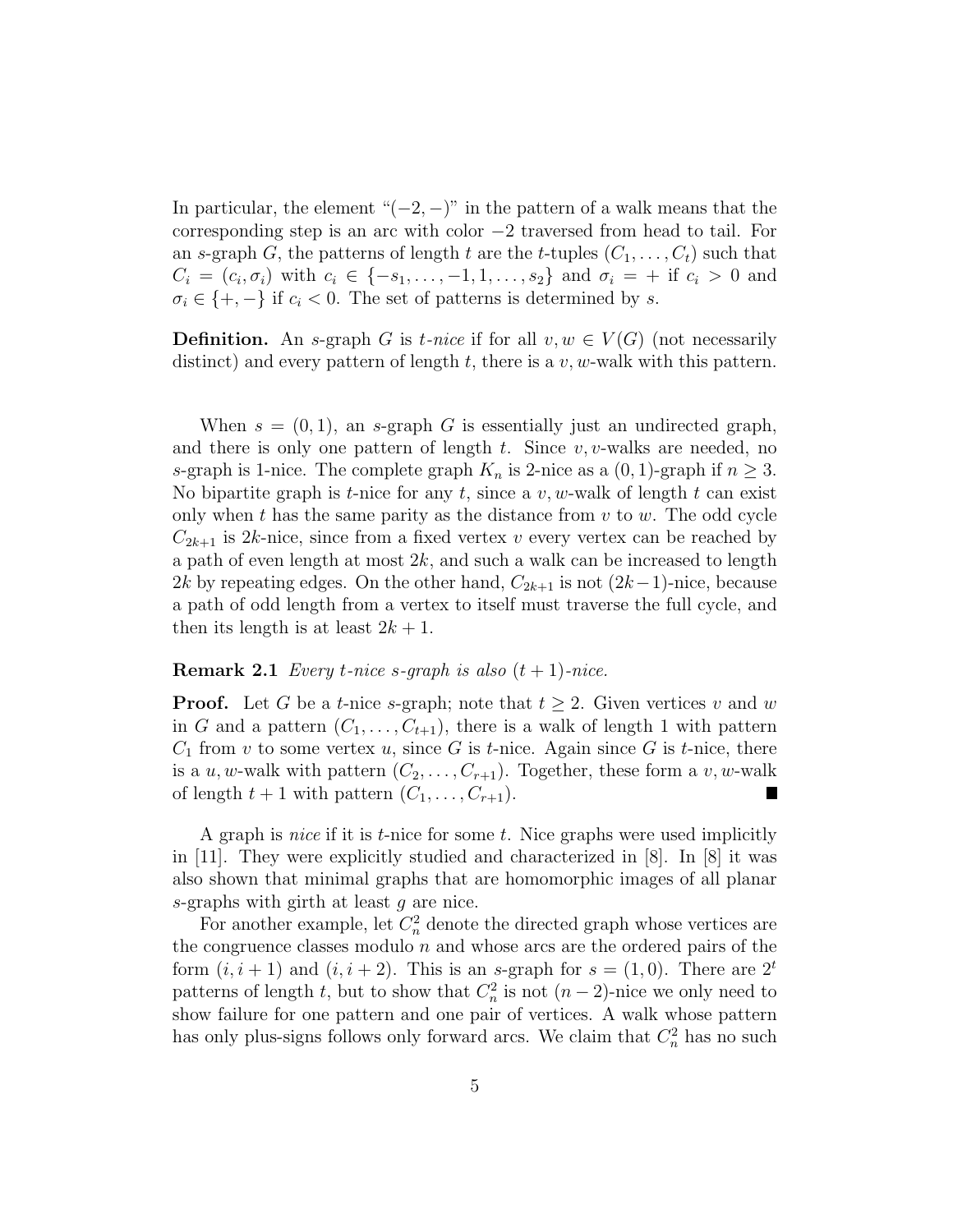In particular, the element "$(-2,-)$" in the pattern of a walk means that the corresponding step is an arc with color $-2$ traversed from head to tail. For an $s$-graph $G$, the patterns of length $t$ are the $t$-tuples $(C_1,\ldots,C_t)$ such that $C_i = (c_i,\sigma_i)$ with $c_i \in \{-s_1,\ldots,-1,1,\ldots,s_2\}$ and $\sigma_i = +$ if $c_i > 0$ and $\sigma_i \in \{+,-\}$ if $c_i < 0$. The set of patterns is determined by $s$.

**Definition.** An $s$-graph $G$ is *$t$-nice* if for all $v,w \in V(G)$ (not necessarily distinct) and every pattern of length $t$, there is a $v,w$-walk with this pattern.

When $s = (0,1)$, an $s$-graph $G$ is essentially just an undirected graph, and there is only one pattern of length $t$. Since $v,v$-walks are needed, no $s$-graph is 1-nice. The complete graph $K_n$ is 2-nice as a $(0,1)$-graph if $n \geq 3$. No bipartite graph is $t$-nice for any $t$, since a $v,w$-walk of length $t$ can exist only when $t$ has the same parity as the distance from $v$ to $w$. The odd cycle $C_{2k+1}$ is $2k$-nice, since from a fixed vertex $v$ every vertex can be reached by a path of even length at most $2k$, and such a walk can be increased to length $2k$ by repeating edges. On the other hand, $C_{2k+1}$ is not $(2k-1)$-nice, because a path of odd length from a vertex to itself must traverse the full cycle, and then its length is at least $2k+1$.

**Remark 2.1** *Every $t$-nice $s$-graph is also $(t+1)$-nice.*

**Proof.** Let $G$ be a $t$-nice $s$-graph; note that $t \geq 2$. Given vertices $v$ and $w$ in $G$ and a pattern $(C_1,\ldots,C_{t+1})$, there is a walk of length 1 with pattern $C_1$ from $v$ to some vertex $u$, since $G$ is $t$-nice. Again since $G$ is $t$-nice, there is a $u,w$-walk with pattern $(C_2,\ldots,C_{r+1})$. Together, these form a $v,w$-walk of length $t+1$ with pattern $(C_1,\ldots,C_{r+1})$. ∎

A graph is *nice* if it is $t$-nice for some $t$. Nice graphs were used implicitly in [11]. They were explicitly studied and characterized in [8]. In [8] it was also shown that minimal graphs that are homomorphic images of all planar $s$-graphs with girth at least $g$ are nice.

For another example, let $C_n^2$ denote the directed graph whose vertices are the congruence classes modulo $n$ and whose arcs are the ordered pairs of the form $(i,i+1)$ and $(i,i+2)$. This is an $s$-graph for $s = (1,0)$. There are $2^t$ patterns of length $t$, but to show that $C_n^2$ is not $(n-2)$-nice we only need to show failure for one pattern and one pair of vertices. A walk whose pattern has only plus-signs follows only forward arcs. We claim that $C_n^2$ has no such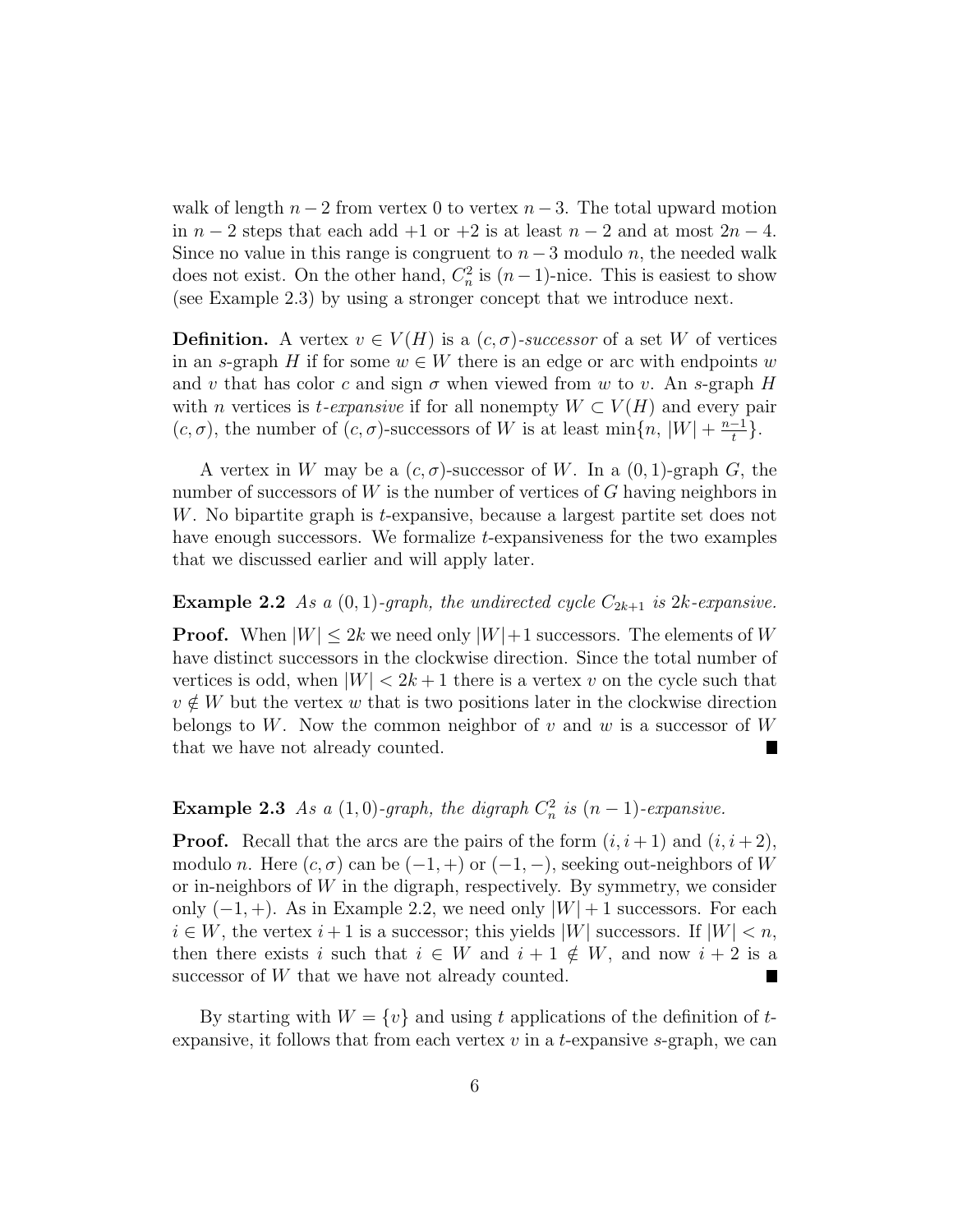walk of length $n-2$ from vertex 0 to vertex $n-3$. The total upward motion in $n-2$ steps that each add $+1$ or $+2$ is at least $n-2$ and at most $2n-4$. Since no value in this range is congruent to $n-3$ modulo $n$, the needed walk does not exist. On the other hand, $C_n^2$ is $(n-1)$-nice. This is easiest to show (see Example 2.3) by using a stronger concept that we introduce next.

**Definition.** A vertex $v \in V(H)$ is a *$(c, \sigma)$-successor* of a set $W$ of vertices in an $s$-graph $H$ if for some $w \in W$ there is an edge or arc with endpoints $w$ and $v$ that has color $c$ and sign $\sigma$ when viewed from $w$ to $v$. An $s$-graph $H$ with $n$ vertices is *$t$-expansive* if for all nonempty $W \subset V(H)$ and every pair $(c, \sigma)$, the number of $(c, \sigma)$-successors of $W$ is at least $\min\{n, |W| + \frac{n-1}{t}\}$.

A vertex in $W$ may be a $(c, \sigma)$-successor of $W$. In a $(0, 1)$-graph $G$, the number of successors of $W$ is the number of vertices of $G$ having neighbors in $W$. No bipartite graph is $t$-expansive, because a largest partite set does not have enough successors. We formalize $t$-expansiveness for the two examples that we discussed earlier and will apply later.

**Example 2.2** *As a $(0, 1)$-graph, the undirected cycle $C_{2k+1}$ is $2k$-expansive.*

**Proof.** When $|W| \leq 2k$ we need only $|W|+1$ successors. The elements of $W$ have distinct successors in the clockwise direction. Since the total number of vertices is odd, when $|W| < 2k+1$ there is a vertex $v$ on the cycle such that $v \notin W$ but the vertex $w$ that is two positions later in the clockwise direction belongs to $W$. Now the common neighbor of $v$ and $w$ is a successor of $W$ that we have not already counted. ∎

**Example 2.3** *As a $(1, 0)$-graph, the digraph $C_n^2$ is $(n-1)$-expansive.*

**Proof.** Recall that the arcs are the pairs of the form $(i, i+1)$ and $(i, i+2)$, modulo $n$. Here $(c, \sigma)$ can be $(-1, +)$ or $(-1, -)$, seeking out-neighbors of $W$ or in-neighbors of $W$ in the digraph, respectively. By symmetry, we consider only $(-1, +)$. As in Example 2.2, we need only $|W|+1$ successors. For each $i \in W$, the vertex $i+1$ is a successor; this yields $|W|$ successors. If $|W| < n$, then there exists $i$ such that $i \in W$ and $i+1 \notin W$, and now $i+2$ is a successor of $W$ that we have not already counted. ∎

By starting with $W = \{v\}$ and using $t$ applications of the definition of $t$-expansive, it follows that from each vertex $v$ in a $t$-expansive $s$-graph, we can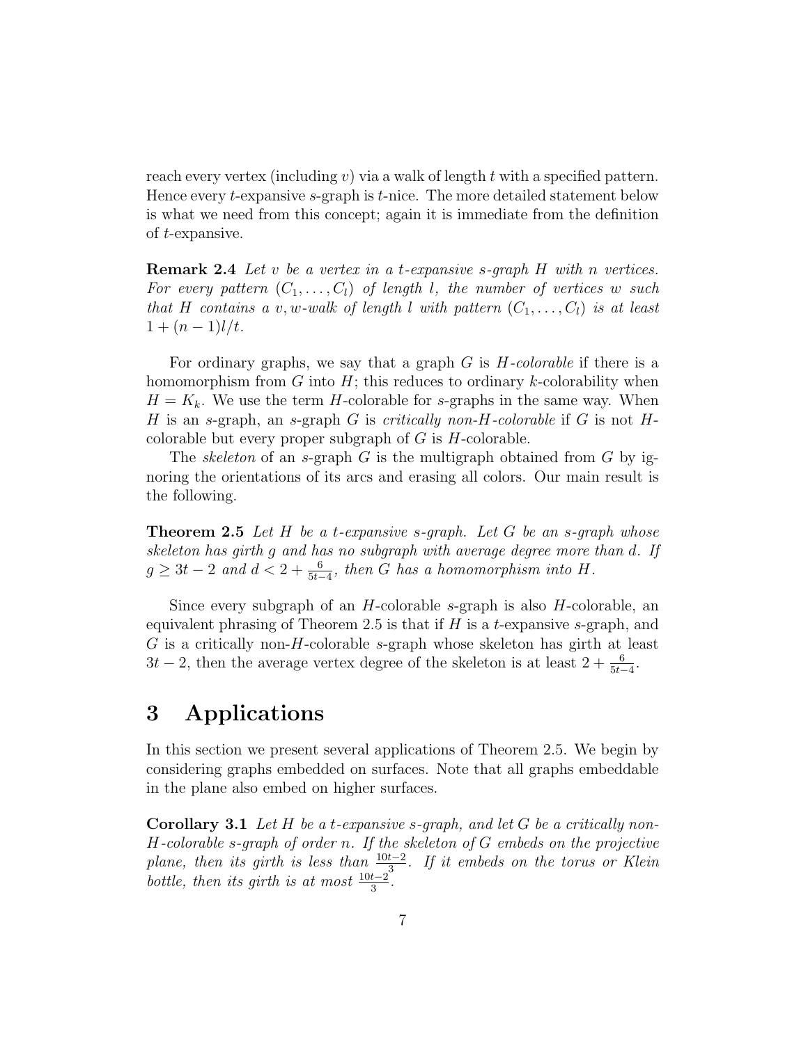reach every vertex (including $v$) via a walk of length $t$ with a specified pattern. Hence every $t$-expansive $s$-graph is $t$-nice. The more detailed statement below is what we need from this concept; again it is immediate from the definition of $t$-expansive.

**Remark 2.4** *Let $v$ be a vertex in a $t$-expansive $s$-graph $H$ with $n$ vertices. For every pattern $(C_1, \ldots, C_l)$ of length $l$, the number of vertices $w$ such that $H$ contains a $v,w$-walk of length $l$ with pattern $(C_1, \ldots, C_l)$ is at least $1 + (n-1)l/t$.*

For ordinary graphs, we say that a graph $G$ is *$H$-colorable* if there is a homomorphism from $G$ into $H$; this reduces to ordinary $k$-colorability when $H = K_k$. We use the term $H$-colorable for $s$-graphs in the same way. When $H$ is an $s$-graph, an $s$-graph $G$ is *critically non-$H$-colorable* if $G$ is not $H$-colorable but every proper subgraph of $G$ is $H$-colorable.

The *skeleton* of an $s$-graph $G$ is the multigraph obtained from $G$ by ignoring the orientations of its arcs and erasing all colors. Our main result is the following.

**Theorem 2.5** *Let $H$ be a $t$-expansive $s$-graph. Let $G$ be an $s$-graph whose skeleton has girth $g$ and has no subgraph with average degree more than $d$. If $g \geq 3t-2$ and $d < 2 + \frac{6}{5t-4}$, then $G$ has a homomorphism into $H$.*

Since every subgraph of an $H$-colorable $s$-graph is also $H$-colorable, an equivalent phrasing of Theorem 2.5 is that if $H$ is a $t$-expansive $s$-graph, and $G$ is a critically non-$H$-colorable $s$-graph whose skeleton has girth at least $3t-2$, then the average vertex degree of the skeleton is at least $2 + \frac{6}{5t-4}$.

# 3 Applications

In this section we present several applications of Theorem 2.5. We begin by considering graphs embedded on surfaces. Note that all graphs embeddable in the plane also embed on higher surfaces.

**Corollary 3.1** *Let $H$ be a $t$-expansive $s$-graph, and let $G$ be a critically non-$H$-colorable $s$-graph of order $n$. If the skeleton of $G$ embeds on the projective plane, then its girth is less than $\frac{10t-2}{3}$. If it embeds on the torus or Klein bottle, then its girth is at most $\frac{10t-2}{3}$.*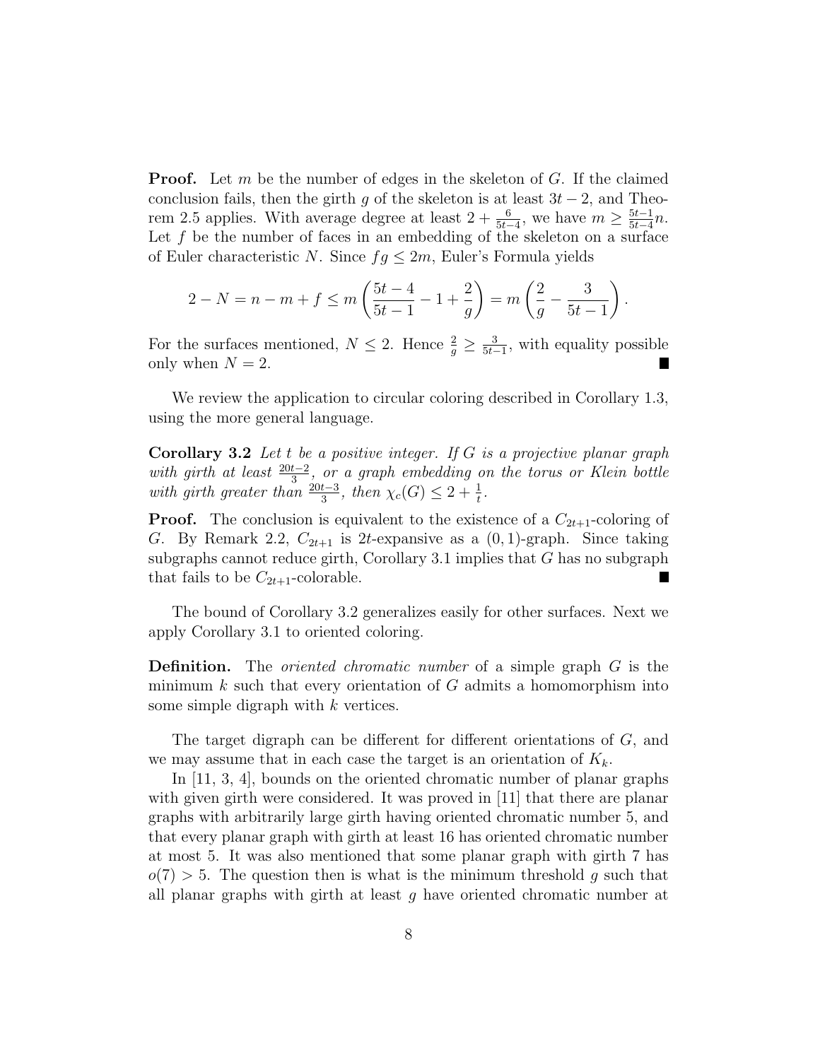**Proof.** Let $m$ be the number of edges in the skeleton of $G$. If the claimed conclusion fails, then the girth $g$ of the skeleton is at least $3t-2$, and Theorem 2.5 applies. With average degree at least $2+\frac{6}{5t-4}$, we have $m \ge \frac{5t-1}{5t-4}n$. Let $f$ be the number of faces in an embedding of the skeleton on a surface of Euler characteristic $N$. Since $fg \le 2m$, Euler's Formula yields

$$2-N = n-m+f \le m\left(\frac{5t-4}{5t-1} - 1 + \frac{2}{g}\right) = m\left(\frac{2}{g} - \frac{3}{5t-1}\right).$$

For the surfaces mentioned, $N \le 2$. Hence $\frac{2}{g} \ge \frac{3}{5t-1}$, with equality possible only when $N = 2$. ■

We review the application to circular coloring described in Corollary 1.3, using the more general language.

**Corollary 3.2** *Let $t$ be a positive integer. If $G$ is a projective planar graph with girth at least $\frac{20t-2}{3}$, or a graph embedding on the torus or Klein bottle with girth greater than $\frac{20t-3}{3}$, then $\chi_c(G) \le 2+\frac{1}{t}$.*

**Proof.** The conclusion is equivalent to the existence of a $C_{2t+1}$-coloring of $G$. By Remark 2.2, $C_{2t+1}$ is $2t$-expansive as a $(0,1)$-graph. Since taking subgraphs cannot reduce girth, Corollary 3.1 implies that $G$ has no subgraph that fails to be $C_{2t+1}$-colorable. ■

The bound of Corollary 3.2 generalizes easily for other surfaces. Next we apply Corollary 3.1 to oriented coloring.

**Definition.** The *oriented chromatic number* of a simple graph $G$ is the minimum $k$ such that every orientation of $G$ admits a homomorphism into some simple digraph with $k$ vertices.

The target digraph can be different for different orientations of $G$, and we may assume that in each case the target is an orientation of $K_k$.

In [11, 3, 4], bounds on the oriented chromatic number of planar graphs with given girth were considered. It was proved in [11] that there are planar graphs with arbitrarily large girth having oriented chromatic number 5, and that every planar graph with girth at least 16 has oriented chromatic number at most 5. It was also mentioned that some planar graph with girth 7 has $o(7) > 5$. The question then is what is the minimum threshold $g$ such that all planar graphs with girth at least $g$ have oriented chromatic number at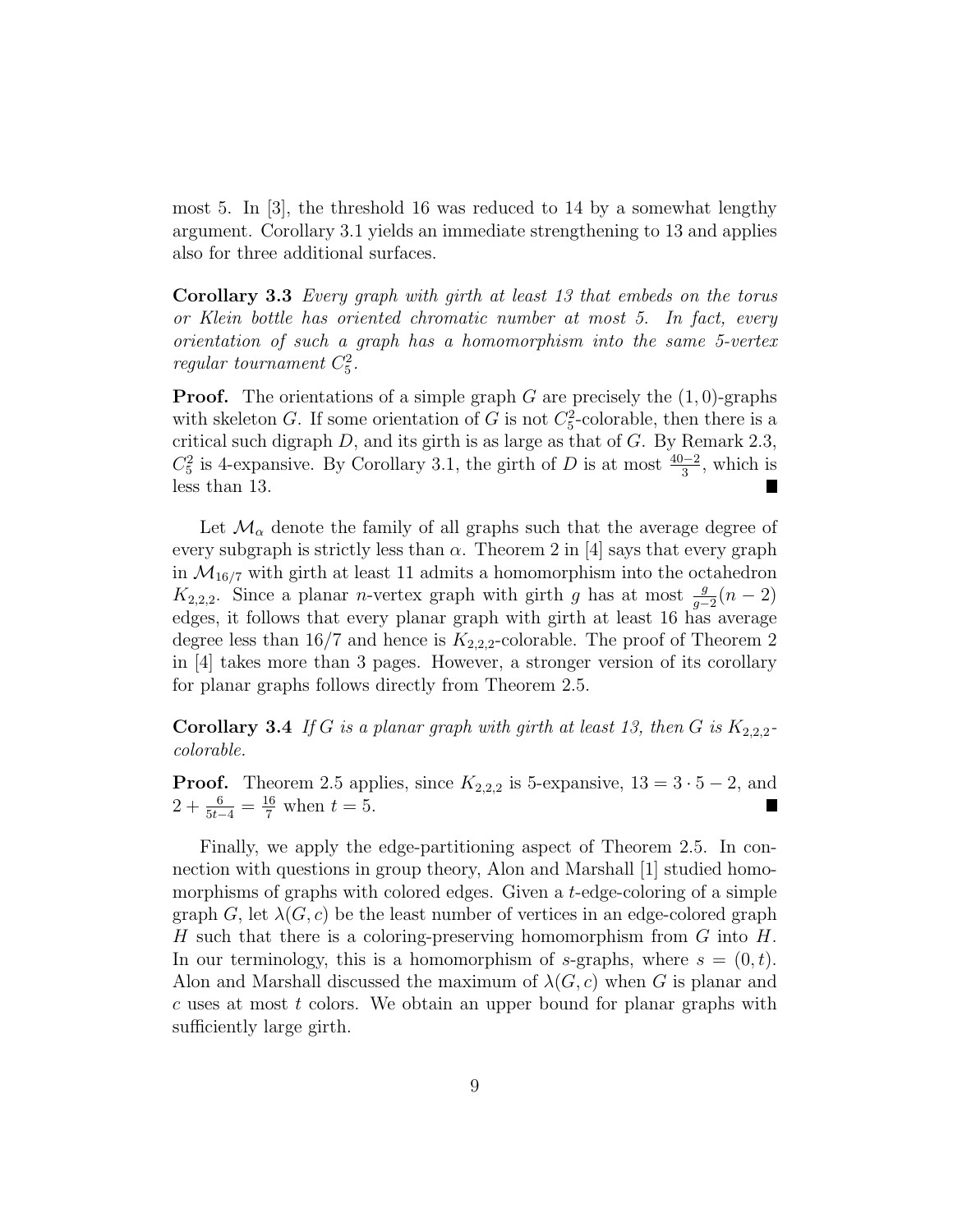most 5. In [3], the threshold 16 was reduced to 14 by a somewhat lengthy argument. Corollary 3.1 yields an immediate strengthening to 13 and applies also for three additional surfaces.

**Corollary 3.3** *Every graph with girth at least 13 that embeds on the torus or Klein bottle has oriented chromatic number at most 5. In fact, every orientation of such a graph has a homomorphism into the same 5-vertex regular tournament $C_5^2$.*

**Proof.** The orientations of a simple graph $G$ are precisely the $(1,0)$-graphs with skeleton $G$. If some orientation of $G$ is not $C_5^2$-colorable, then there is a critical such digraph $D$, and its girth is as large as that of $G$. By Remark 2.3, $C_5^2$ is 4-expansive. By Corollary 3.1, the girth of $D$ is at most $\frac{40-2}{3}$, which is less than 13. ∎

Let $\mathcal{M}_\alpha$ denote the family of all graphs such that the average degree of every subgraph is strictly less than $\alpha$. Theorem 2 in [4] says that every graph in $\mathcal{M}_{16/7}$ with girth at least 11 admits a homomorphism into the octahedron $K_{2,2,2}$. Since a planar $n$-vertex graph with girth $g$ has at most $\frac{g}{g-2}(n-2)$ edges, it follows that every planar graph with girth at least 16 has average degree less than $16/7$ and hence is $K_{2,2,2}$-colorable. The proof of Theorem 2 in [4] takes more than 3 pages. However, a stronger version of its corollary for planar graphs follows directly from Theorem 2.5.

**Corollary 3.4** *If $G$ is a planar graph with girth at least 13, then $G$ is $K_{2,2,2}$-colorable.*

**Proof.** Theorem 2.5 applies, since $K_{2,2,2}$ is 5-expansive, $13 = 3 \cdot 5 - 2$, and $2 + \frac{6}{5t-4} = \frac{16}{7}$ when $t = 5$. ∎

Finally, we apply the edge-partitioning aspect of Theorem 2.5. In connection with questions in group theory, Alon and Marshall [1] studied homomorphisms of graphs with colored edges. Given a $t$-edge-coloring of a simple graph $G$, let $\lambda(G,c)$ be the least number of vertices in an edge-colored graph $H$ such that there is a coloring-preserving homomorphism from $G$ into $H$. In our terminology, this is a homomorphism of $s$-graphs, where $s = (0,t)$. Alon and Marshall discussed the maximum of $\lambda(G,c)$ when $G$ is planar and $c$ uses at most $t$ colors. We obtain an upper bound for planar graphs with sufficiently large girth.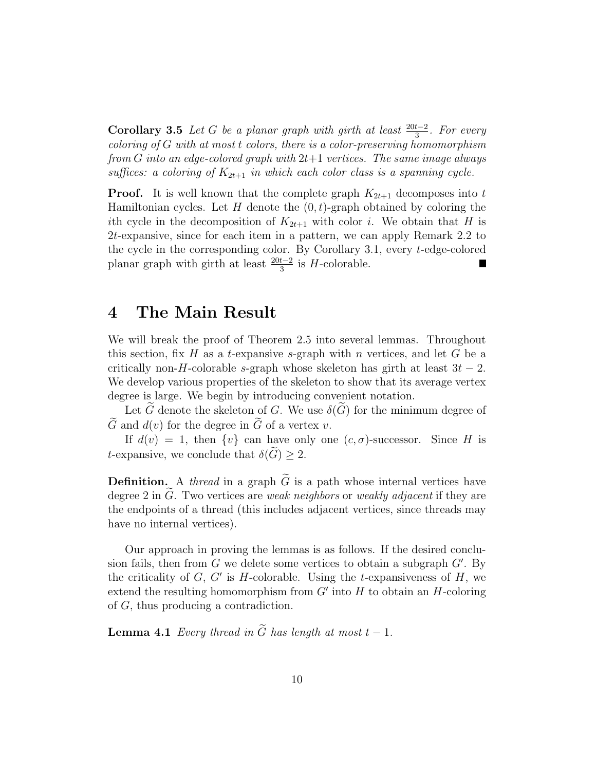**Corollary 3.5** *Let $G$ be a planar graph with girth at least $\frac{20t-2}{3}$. For every coloring of $G$ with at most $t$ colors, there is a color-preserving homomorphism from $G$ into an edge-colored graph with $2t+1$ vertices. The same image always suffices: a coloring of $K_{2t+1}$ in which each color class is a spanning cycle.*

**Proof.** It is well known that the complete graph $K_{2t+1}$ decomposes into $t$ Hamiltonian cycles. Let $H$ denote the $(0,t)$-graph obtained by coloring the $i$th cycle in the decomposition of $K_{2t+1}$ with color $i$. We obtain that $H$ is $2t$-expansive, since for each item in a pattern, we can apply Remark 2.2 to the cycle in the corresponding color. By Corollary 3.1, every $t$-edge-colored planar graph with girth at least $\frac{20t-2}{3}$ is $H$-colorable. ■

# 4 The Main Result

We will break the proof of Theorem 2.5 into several lemmas. Throughout this section, fix $H$ as a $t$-expansive $s$-graph with $n$ vertices, and let $G$ be a critically non-$H$-colorable $s$-graph whose skeleton has girth at least $3t-2$. We develop various properties of the skeleton to show that its average vertex degree is large. We begin by introducing convenient notation.

Let $\widetilde{G}$ denote the skeleton of $G$. We use $\delta(\widetilde{G})$ for the minimum degree of $\widetilde{G}$ and $d(v)$ for the degree in $\widetilde{G}$ of a vertex $v$.

If $d(v) = 1$, then $\{v\}$ can have only one $(c,\sigma)$-successor. Since $H$ is $t$-expansive, we conclude that $\delta(\widetilde{G}) \geq 2$.

**Definition.** A *thread* in a graph $\widetilde{G}$ is a path whose internal vertices have degree 2 in $\widetilde{G}$. Two vertices are *weak neighbors* or *weakly adjacent* if they are the endpoints of a thread (this includes adjacent vertices, since threads may have no internal vertices).

Our approach in proving the lemmas is as follows. If the desired conclusion fails, then from $G$ we delete some vertices to obtain a subgraph $G'$. By the criticality of $G$, $G'$ is $H$-colorable. Using the $t$-expansiveness of $H$, we extend the resulting homomorphism from $G'$ into $H$ to obtain an $H$-coloring of $G$, thus producing a contradiction.

**Lemma 4.1** *Every thread in $\widetilde{G}$ has length at most $t-1$.*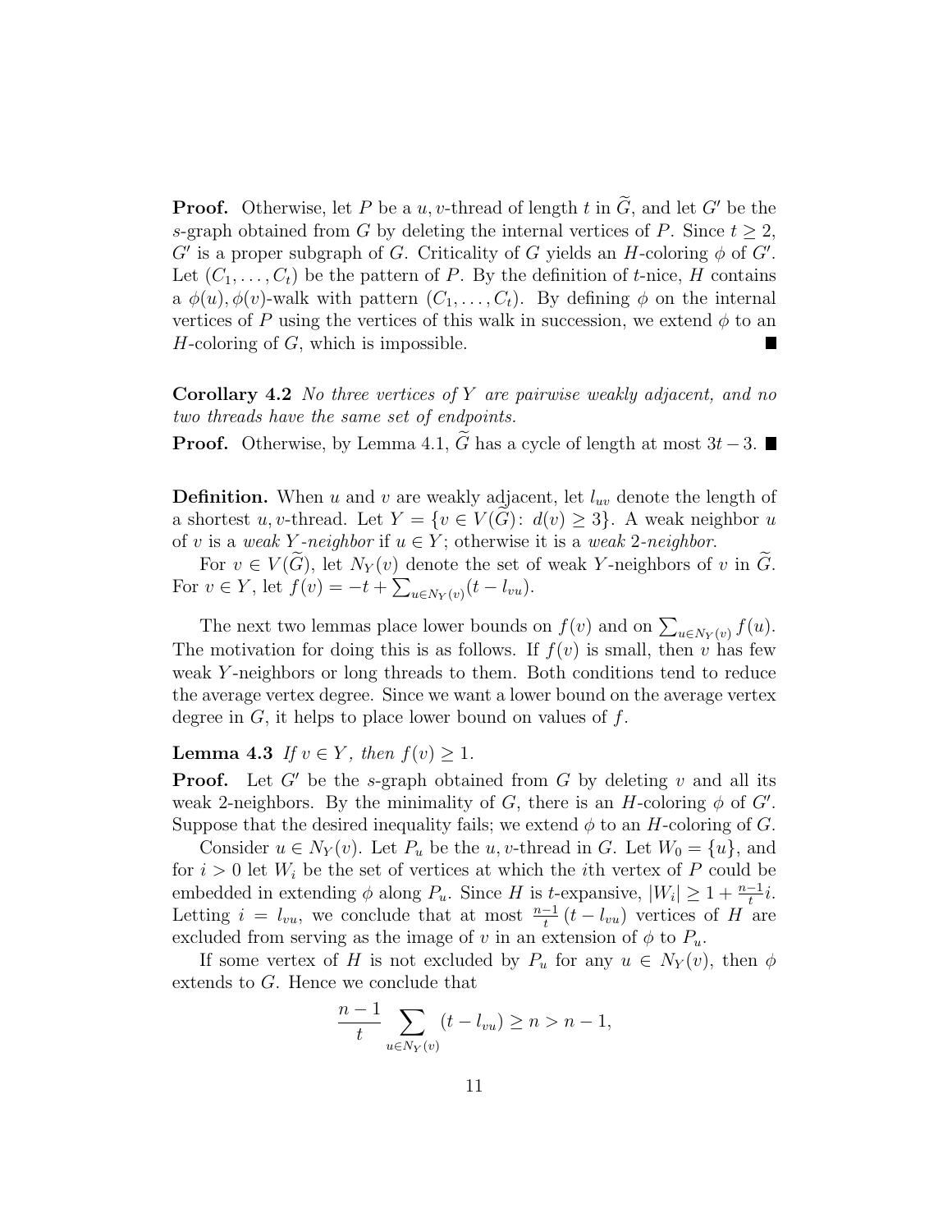**Proof.** Otherwise, let $P$ be a $u,v$-thread of length $t$ in $\widetilde{G}$, and let $G'$ be the $s$-graph obtained from $G$ by deleting the internal vertices of $P$. Since $t \geq 2$, $G'$ is a proper subgraph of $G$. Criticality of $G$ yields an $H$-coloring $\phi$ of $G'$. Let $(C_1, \ldots, C_t)$ be the pattern of $P$. By the definition of $t$-nice, $H$ contains a $\phi(u), \phi(v)$-walk with pattern $(C_1, \ldots, C_t)$. By defining $\phi$ on the internal vertices of $P$ using the vertices of this walk in succession, we extend $\phi$ to an $H$-coloring of $G$, which is impossible. ∎

**Corollary 4.2** *No three vertices of $Y$ are pairwise weakly adjacent, and no two threads have the same set of endpoints.*

**Proof.** Otherwise, by Lemma 4.1, $\widetilde{G}$ has a cycle of length at most $3t - 3$. ∎

**Definition.** When $u$ and $v$ are weakly adjacent, let $l_{uv}$ denote the length of a shortest $u,v$-thread. Let $Y = \{v \in V(\widetilde{G})\colon\ d(v) \geq 3\}$. A weak neighbor $u$ of $v$ is a *weak $Y$-neighbor* if $u \in Y$; otherwise it is a *weak 2-neighbor*.

For $v \in V(\widetilde{G})$, let $N_Y(v)$ denote the set of weak $Y$-neighbors of $v$ in $\widetilde{G}$. For $v \in Y$, let $f(v) = -t + \sum_{u \in N_Y(v)} (t - l_{vu})$.

The next two lemmas place lower bounds on $f(v)$ and on $\sum_{u \in N_Y(v)} f(u)$. The motivation for doing this is as follows. If $f(v)$ is small, then $v$ has few weak $Y$-neighbors or long threads to them. Both conditions tend to reduce the average vertex degree. Since we want a lower bound on the average vertex degree in $G$, it helps to place lower bound on values of $f$.

**Lemma 4.3** *If $v \in Y$, then $f(v) \geq 1$.*

**Proof.** Let $G'$ be the $s$-graph obtained from $G$ by deleting $v$ and all its weak 2-neighbors. By the minimality of $G$, there is an $H$-coloring $\phi$ of $G'$. Suppose that the desired inequality fails; we extend $\phi$ to an $H$-coloring of $G$.

Consider $u \in N_Y(v)$. Let $P_u$ be the $u,v$-thread in $G$. Let $W_0 = \{u\}$, and for $i > 0$ let $W_i$ be the set of vertices at which the $i$th vertex of $P$ could be embedded in extending $\phi$ along $P_u$. Since $H$ is $t$-expansive, $|W_i| \geq 1 + \frac{n-1}{t} i$. Letting $i = l_{vu}$, we conclude that at most $\frac{n-1}{t}(t - l_{vu})$ vertices of $H$ are excluded from serving as the image of $v$ in an extension of $\phi$ to $P_u$.

If some vertex of $H$ is not excluded by $P_u$ for any $u \in N_Y(v)$, then $\phi$ extends to $G$. Hence we conclude that

$$\frac{n-1}{t} \sum_{u \in N_Y(v)} (t - l_{vu}) \geq n > n - 1,$$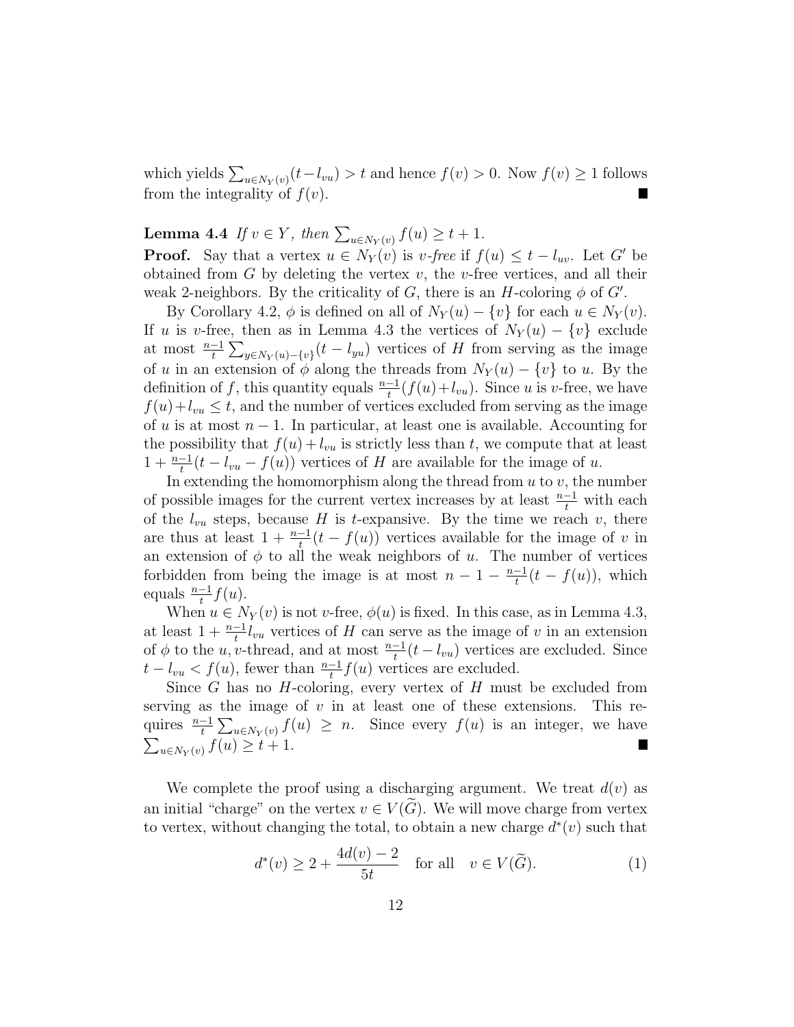which yields $\sum_{u \in N_Y(v)} (t - l_{vu}) > t$ and hence $f(v) > 0$. Now $f(v) \geq 1$ follows from the integrality of $f(v)$. ∎

**Lemma 4.4** *If $v \in Y$, then $\sum_{u \in N_Y(v)} f(u) \geq t + 1$.*

**Proof.** Say that a vertex $u \in N_Y(v)$ is *$v$-free* if $f(u) \leq t - l_{uv}$. Let $G'$ be obtained from $G$ by deleting the vertex $v$, the $v$-free vertices, and all their weak 2-neighbors. By the criticality of $G$, there is an $H$-coloring $\phi$ of $G'$.

By Corollary 4.2, $\phi$ is defined on all of $N_Y(u) - \{v\}$ for each $u \in N_Y(v)$. If $u$ is $v$-free, then as in Lemma 4.3 the vertices of $N_Y(u) - \{v\}$ exclude at most $\frac{n-1}{t} \sum_{y \in N_Y(u) - \{v\}} (t - l_{yu})$ vertices of $H$ from serving as the image of $u$ in an extension of $\phi$ along the threads from $N_Y(u) - \{v\}$ to $u$. By the definition of $f$, this quantity equals $\frac{n-1}{t}(f(u) + l_{vu})$. Since $u$ is $v$-free, we have $f(u) + l_{vu} \leq t$, and the number of vertices excluded from serving as the image of $u$ is at most $n - 1$. In particular, at least one is available. Accounting for the possibility that $f(u) + l_{vu}$ is strictly less than $t$, we compute that at least $1 + \frac{n-1}{t}(t - l_{vu} - f(u))$ vertices of $H$ are available for the image of $u$.

In extending the homomorphism along the thread from $u$ to $v$, the number of possible images for the current vertex increases by at least $\frac{n-1}{t}$ with each of the $l_{vu}$ steps, because $H$ is $t$-expansive. By the time we reach $v$, there are thus at least $1 + \frac{n-1}{t}(t - f(u))$ vertices available for the image of $v$ in an extension of $\phi$ to all the weak neighbors of $u$. The number of vertices forbidden from being the image is at most $n - 1 - \frac{n-1}{t}(t - f(u))$, which equals $\frac{n-1}{t} f(u)$.

When $u \in N_Y(v)$ is not $v$-free, $\phi(u)$ is fixed. In this case, as in Lemma 4.3, at least $1 + \frac{n-1}{t} l_{vu}$ vertices of $H$ can serve as the image of $v$ in an extension of $\phi$ to the $u, v$-thread, and at most $\frac{n-1}{t}(t - l_{vu})$ vertices are excluded. Since $t - l_{vu} < f(u)$, fewer than $\frac{n-1}{t} f(u)$ vertices are excluded.

Since $G$ has no $H$-coloring, every vertex of $H$ must be excluded from serving as the image of $v$ in at least one of these extensions. This requires $\frac{n-1}{t} \sum_{u \in N_Y(v)} f(u) \geq n$. Since every $f(u)$ is an integer, we have $\sum_{u \in N_Y(v)} f(u) \geq t + 1$. ∎

We complete the proof using a discharging argument. We treat $d(v)$ as an initial "charge" on the vertex $v \in V(\widetilde{G})$. We will move charge from vertex to vertex, without changing the total, to obtain a new charge $d^*(v)$ such that

$$d^*(v) \geq 2 + \frac{4d(v) - 2}{5t} \quad \text{for all} \quad v \in V(\widetilde{G}). \tag{1}$$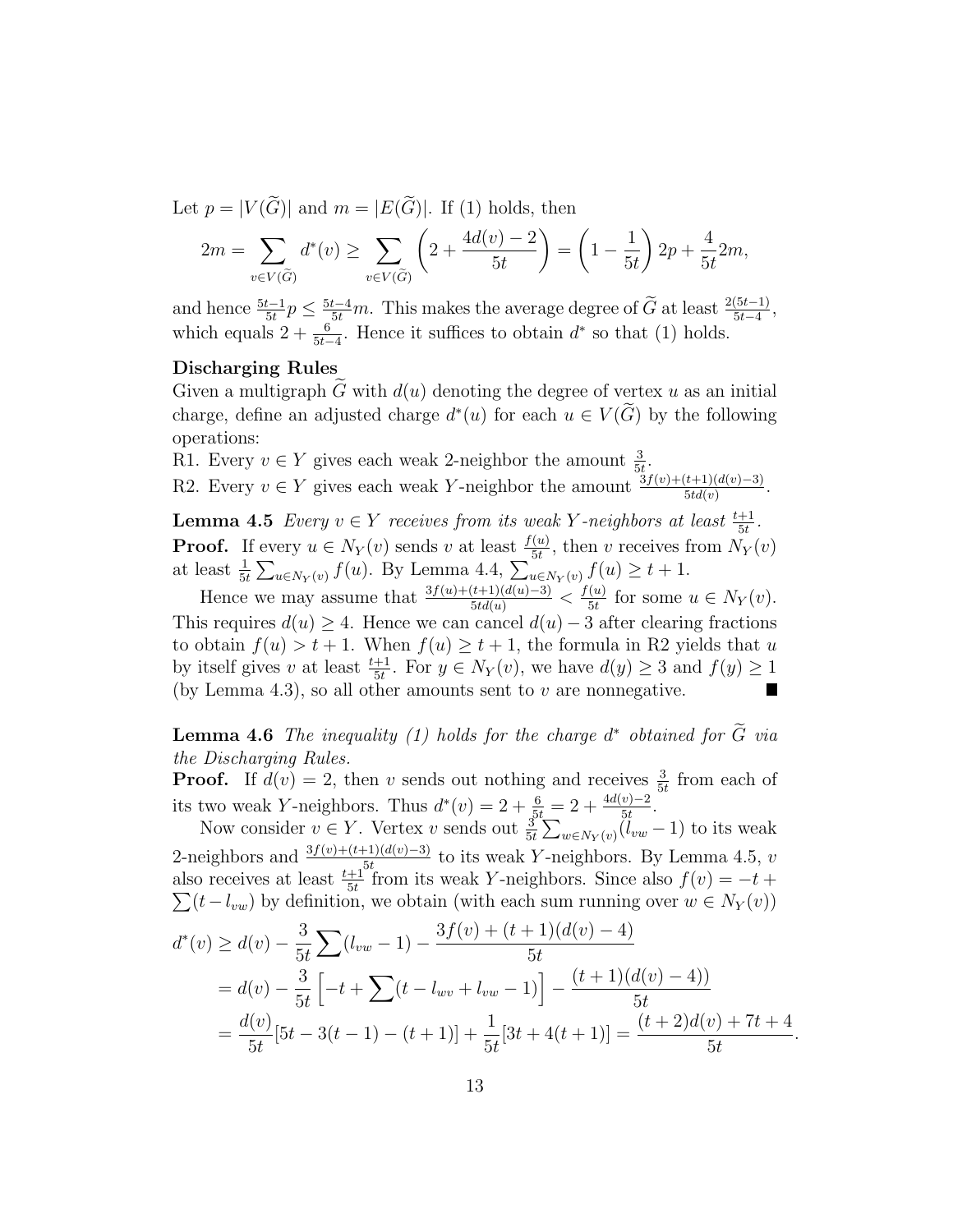Let $p = |V(\widetilde{G})|$ and $m = |E(\widetilde{G})|$. If (1) holds, then

$$2m = \sum_{v \in V(\widetilde{G})} d^*(v) \geq \sum_{v \in V(\widetilde{G})} \left(2 + \frac{4d(v)-2}{5t}\right) = \left(1 - \frac{1}{5t}\right)2p + \frac{4}{5t}2m,$$

and hence $\frac{5t-1}{5t}p \leq \frac{5t-4}{5t}m$. This makes the average degree of $\widetilde{G}$ at least $\frac{2(5t-1)}{5t-4}$, which equals $2 + \frac{6}{5t-4}$. Hence it suffices to obtain $d^*$ so that (1) holds.

**Discharging Rules**
Given a multigraph $\widetilde{G}$ with $d(u)$ denoting the degree of vertex $u$ as an initial charge, define an adjusted charge $d^*(u)$ for each $u \in V(\widetilde{G})$ by the following operations:
R1. Every $v \in Y$ gives each weak 2-neighbor the amount $\frac{3}{5t}$.
R2. Every $v \in Y$ gives each weak $Y$-neighbor the amount $\frac{3f(v)+(t+1)(d(v)-3)}{5td(v)}$.

**Lemma 4.5** *Every $v \in Y$ receives from its weak $Y$-neighbors at least $\frac{t+1}{5t}$.*
**Proof.** If every $u \in N_Y(v)$ sends $v$ at least $\frac{f(u)}{5t}$, then $v$ receives from $N_Y(v)$ at least $\frac{1}{5t}\sum_{u \in N_Y(v)} f(u)$. By Lemma 4.4, $\sum_{u \in N_Y(v)} f(u) \geq t+1$.

Hence we may assume that $\frac{3f(u)+(t+1)(d(u)-3)}{5td(u)} < \frac{f(u)}{5t}$ for some $u \in N_Y(v)$. This requires $d(u) \geq 4$. Hence we can cancel $d(u)-3$ after clearing fractions to obtain $f(u) > t+1$. When $f(u) \geq t+1$, the formula in R2 yields that $u$ by itself gives $v$ at least $\frac{t+1}{5t}$. For $y \in N_Y(v)$, we have $d(y) \geq 3$ and $f(y) \geq 1$ (by Lemma 4.3), so all other amounts sent to $v$ are nonnegative. ∎

**Lemma 4.6** *The inequality (1) holds for the charge $d^*$ obtained for $\widetilde{G}$ via the Discharging Rules.*
**Proof.** If $d(v) = 2$, then $v$ sends out nothing and receives $\frac{3}{5t}$ from each of its two weak $Y$-neighbors. Thus $d^*(v) = 2 + \frac{6}{5t} = 2 + \frac{4d(v)-2}{5t}$.

Now consider $v \in Y$. Vertex $v$ sends out $\frac{3}{5t}\sum_{w \in N_Y(v)}(l_{vw} - 1)$ to its weak 2-neighbors and $\frac{3f(v)+(t+1)(d(v)-3)}{5t}$ to its weak $Y$-neighbors. By Lemma 4.5, $v$ also receives at least $\frac{t+1}{5t}$ from its weak $Y$-neighbors. Since also $f(v) = -t + \sum(t - l_{vw})$ by definition, we obtain (with each sum running over $w \in N_Y(v)$)

$$\begin{aligned}
d^*(v) &\geq d(v) - \frac{3}{5t}\sum(l_{vw}-1) - \frac{3f(v)+(t+1)(d(v)-4)}{5t} \\
&= d(v) - \frac{3}{5t}\left[-t + \sum(t - l_{wv} + l_{vw} - 1)\right] - \frac{(t+1)(d(v)-4))}{5t} \\
&= \frac{d(v)}{5t}[5t - 3(t-1) - (t+1)] + \frac{1}{5t}[3t + 4(t+1)] = \frac{(t+2)d(v) + 7t + 4}{5t}.
\end{aligned}$$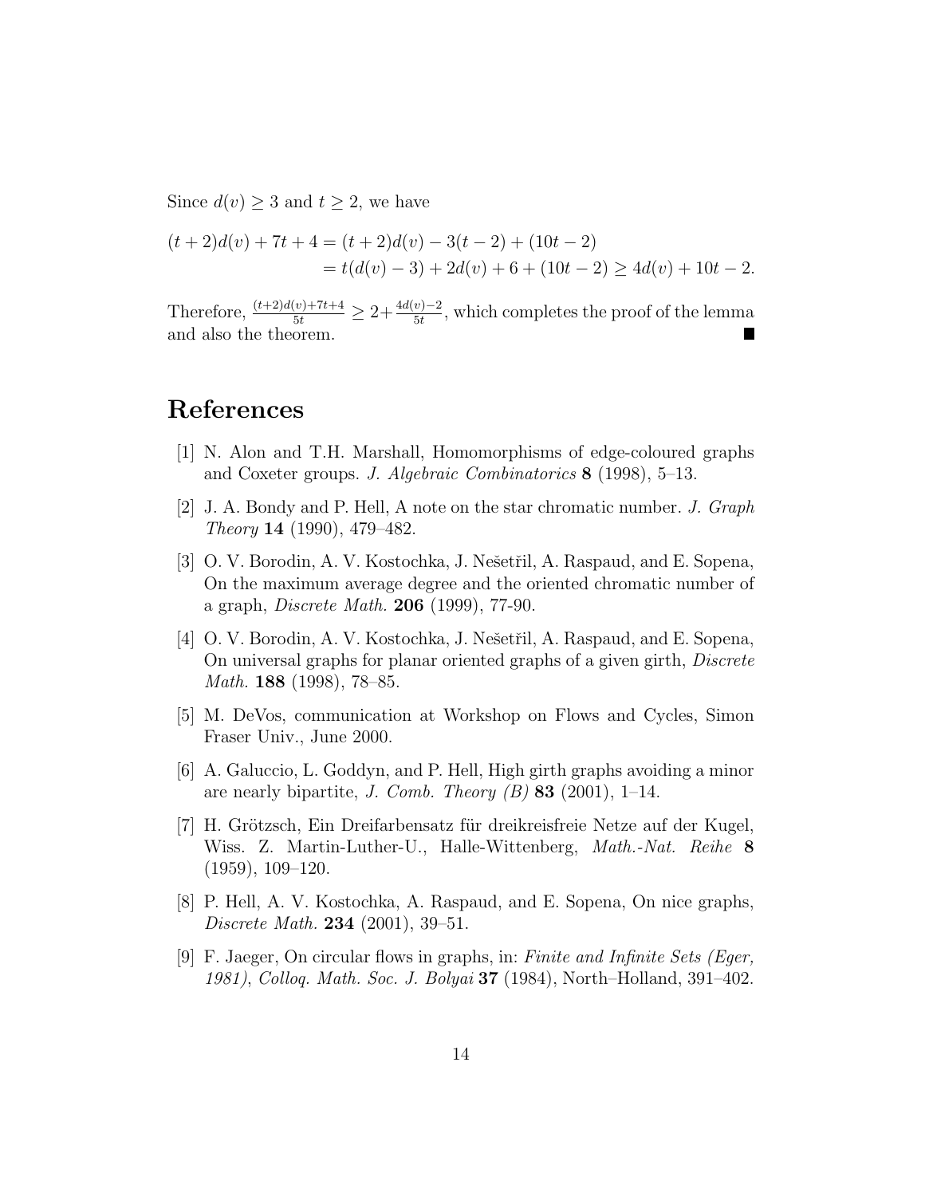Since $d(v) \geq 3$ and $t \geq 2$, we have

$$\begin{aligned}(t+2)d(v) + 7t + 4 &= (t+2)d(v) - 3(t-2) + (10t-2)\\ &= t(d(v)-3) + 2d(v) + 6 + (10t-2) \geq 4d(v) + 10t - 2.\end{aligned}$$

Therefore, $\frac{(t+2)d(v)+7t+4}{5t} \geq 2 + \frac{4d(v)-2}{5t}$, which completes the proof of the lemma and also the theorem. ∎

# References

[1] N. Alon and T.H. Marshall, Homomorphisms of edge-coloured graphs and Coxeter groups. *J. Algebraic Combinatorics* **8** (1998), 5–13.

[2] J. A. Bondy and P. Hell, A note on the star chromatic number. *J. Graph Theory* **14** (1990), 479–482.

[3] O. V. Borodin, A. V. Kostochka, J. Nešetřil, A. Raspaud, and E. Sopena, On the maximum average degree and the oriented chromatic number of a graph, *Discrete Math.* **206** (1999), 77-90.

[4] O. V. Borodin, A. V. Kostochka, J. Nešetřil, A. Raspaud, and E. Sopena, On universal graphs for planar oriented graphs of a given girth, *Discrete Math.* **188** (1998), 78–85.

[5] M. DeVos, communication at Workshop on Flows and Cycles, Simon Fraser Univ., June 2000.

[6] A. Galuccio, L. Goddyn, and P. Hell, High girth graphs avoiding a minor are nearly bipartite, *J. Comb. Theory (B)* **83** (2001), 1–14.

[7] H. Grötzsch, Ein Dreifarbensatz für dreikreisfreie Netze auf der Kugel, Wiss. Z. Martin-Luther-U., Halle-Wittenberg, *Math.-Nat. Reihe* **8** (1959), 109–120.

[8] P. Hell, A. V. Kostochka, A. Raspaud, and E. Sopena, On nice graphs, *Discrete Math.* **234** (2001), 39–51.

[9] F. Jaeger, On circular flows in graphs, in: *Finite and Infinite Sets (Eger, 1981)*, *Colloq. Math. Soc. J. Bolyai* **37** (1984), North–Holland, 391–402.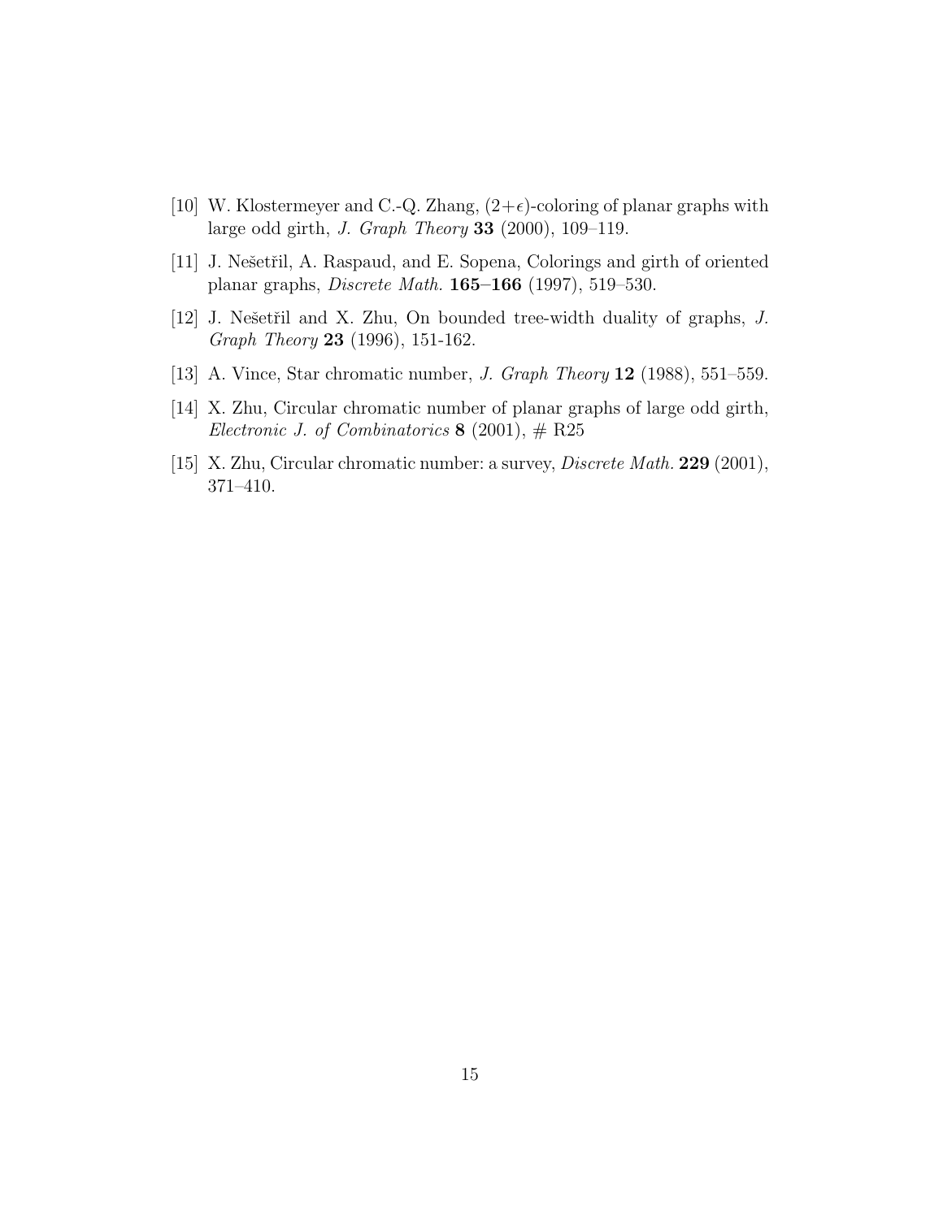[10] W. Klostermeyer and C.-Q. Zhang, $(2+\epsilon)$-coloring of planar graphs with large odd girth, *J. Graph Theory* **33** (2000), 109–119.

[11] J. Nešetřil, A. Raspaud, and E. Sopena, Colorings and girth of oriented planar graphs, *Discrete Math.* **165–166** (1997), 519–530.

[12] J. Nešetřil and X. Zhu, On bounded tree-width duality of graphs, *J. Graph Theory* **23** (1996), 151-162.

[13] A. Vince, Star chromatic number, *J. Graph Theory* **12** (1988), 551–559.

[14] X. Zhu, Circular chromatic number of planar graphs of large odd girth, *Electronic J. of Combinatorics* **8** (2001), # R25

[15] X. Zhu, Circular chromatic number: a survey, *Discrete Math.* **229** (2001), 371–410.